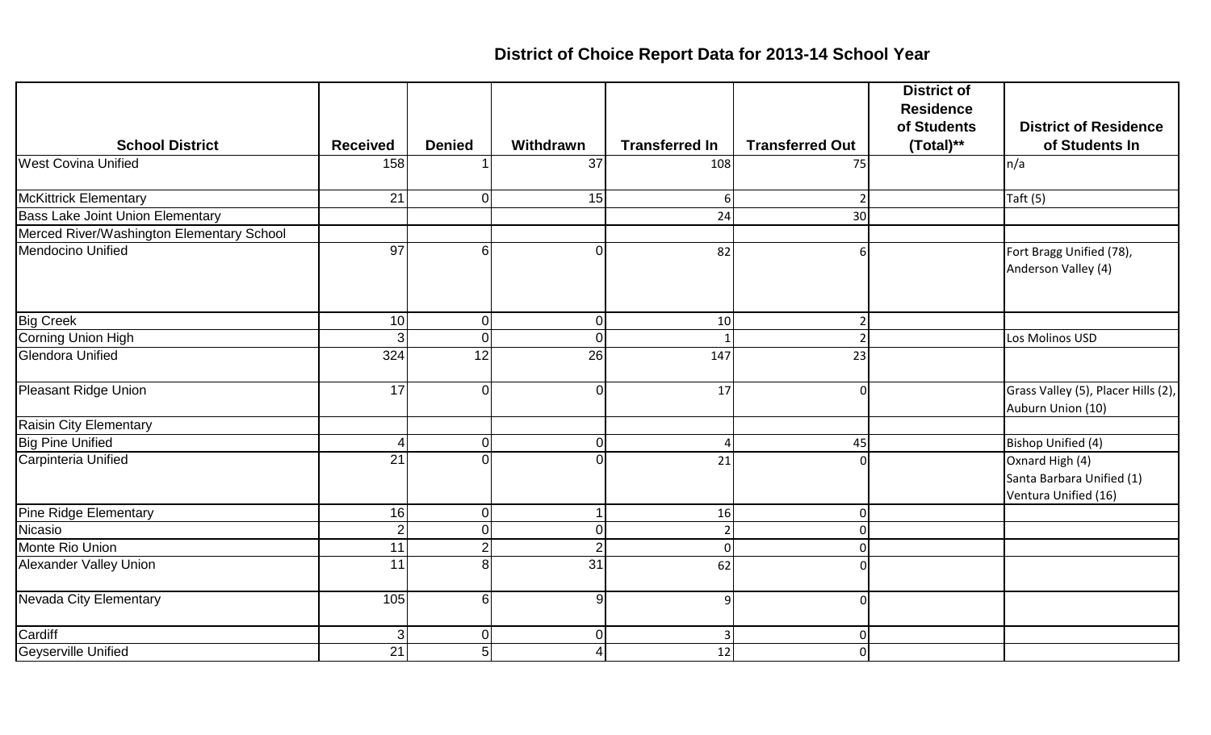# District of Choice Report Data for 2013-14 School Year

| School District | Received | Denied | Withdrawn | Transferred In | Transferred Out | District of Residence of Students (Total)** | District of Residence of Students In |
|---|---|---|---|---|---|---|---|
| West Covina Unified | 158 | 1 | 37 | 108 | 75 | | n/a |
| McKittrick Elementary | 21 | 0 | 15 | 6 | 2 | | Taft (5) |
| Bass Lake Joint Union Elementary | | | | 24 | 30 | | |
| Merced River/Washington Elementary School | | | | | | | |
| Mendocino Unified | 97 | 6 | 0 | 82 | 6 | | Fort Bragg Unified (78), Anderson Valley (4) |
| Big Creek | 10 | 0 | 0 | 10 | 2 | | |
| Corning Union High | 3 | 0 | 0 | 1 | 2 | | Los Molinos USD |
| Glendora Unified | 324 | 12 | 26 | 147 | 23 | | |
| Pleasant Ridge Union | 17 | 0 | 0 | 17 | 0 | | Grass Valley (5), Placer Hills (2), Auburn Union (10) |
| Raisin City Elementary | | | | | | | |
| Big Pine Unified | 4 | 0 | 0 | 4 | 45 | | Bishop Unified (4) |
| Carpinteria Unified | 21 | 0 | 0 | 21 | 0 | | Oxnard High (4) Santa Barbara Unified (1) Ventura Unified (16) |
| Pine Ridge Elementary | 16 | 0 | 1 | 16 | 0 | | |
| Nicasio | 2 | 0 | 0 | 2 | 0 | | |
| Monte Rio Union | 11 | 2 | 2 | 0 | 0 | | |
| Alexander Valley Union | 11 | 8 | 31 | 62 | 0 | | |
| Nevada City Elementary | 105 | 6 | 9 | 9 | 0 | | |
| Cardiff | 3 | 0 | 0 | 3 | 0 | | |
| Geyserville Unified | 21 | 5 | 4 | 12 | 0 | | |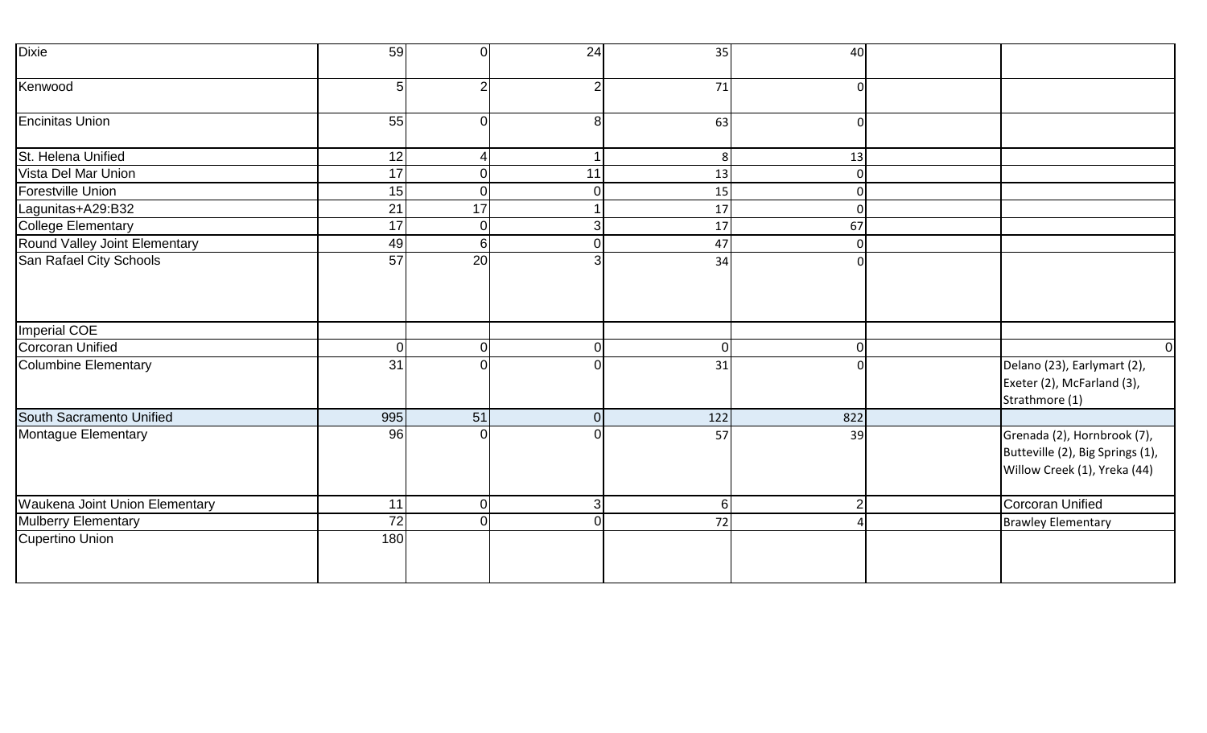| | | | | | | | |
|---|---|---|---|---|---|---|---|
| Dixie | 59 | 0 | 24 | 35 | 40 | | |
| Kenwood | 5 | 2 | 2 | 71 | 0 | | |
| Encinitas Union | 55 | 0 | 8 | 63 | 0 | | |
| St. Helena Unified | 12 | 4 | 1 | 8 | 13 | | |
| Vista Del Mar Union | 17 | 0 | 11 | 13 | 0 | | |
| Forestville Union | 15 | 0 | 0 | 15 | 0 | | |
| Lagunitas+A29:B32 | 21 | 17 | 1 | 17 | 0 | | |
| College Elementary | 17 | 0 | 3 | 17 | 67 | | |
| Round Valley Joint Elementary | 49 | 6 | 0 | 47 | 0 | | |
| San Rafael City Schools | 57 | 20 | 3 | 34 | 0 | | |
| Imperial COE | | | | | | | |
| Corcoran Unified | 0 | 0 | 0 | 0 | 0 | | 0 |
| Columbine Elementary | 31 | 0 | 0 | 31 | 0 | | Delano (23), Earlymart (2), Exeter (2), McFarland (3), Strathmore (1) |
| South Sacramento Unified | 995 | 51 | 0 | 122 | 822 | | |
| Montague Elementary | 96 | 0 | 0 | 57 | 39 | | Grenada (2), Hornbrook (7), Butteville (2), Big Springs (1), Willow Creek (1), Yreka (44) |
| Waukena Joint Union Elementary | 11 | 0 | 3 | 6 | 2 | | Corcoran Unified |
| Mulberry Elementary | 72 | 0 | 0 | 72 | 4 | | Brawley Elementary |
| Cupertino Union | 180 | | | | | | |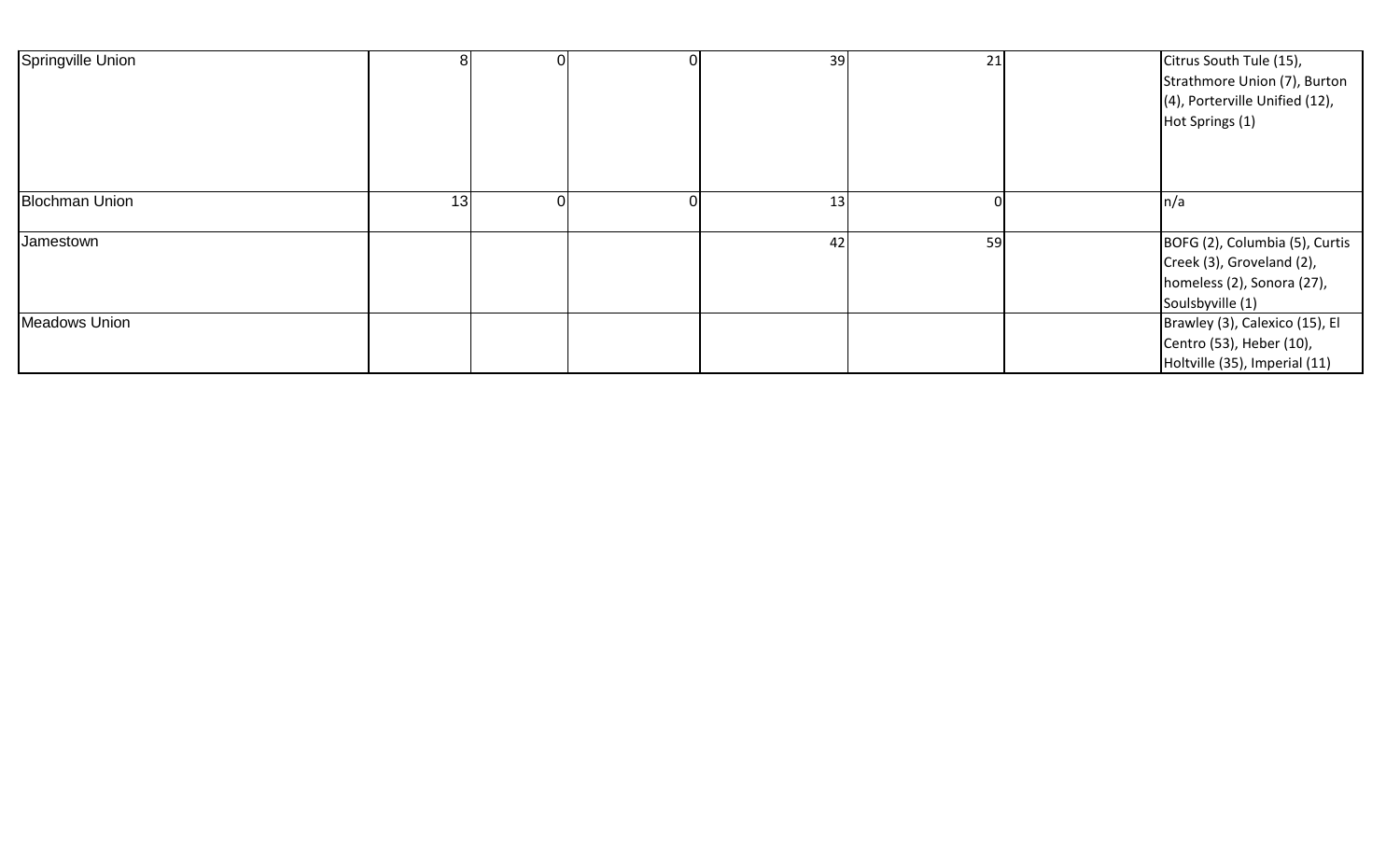| | | | | | | | |
|---|---|---|---|---|---|---|---|
| Springville Union | 8 | 0 | 0 | 39 | 21 | | Citrus South Tule (15), Strathmore Union (7), Burton (4), Porterville Unified (12), Hot Springs (1) |
| Blochman Union | 13 | 0 | 0 | 13 | 0 | | n/a |
| Jamestown | | | | 42 | 59 | | BOFG (2), Columbia (5), Curtis Creek (3), Groveland (2), homeless (2), Sonora (27), Soulsbyville (1) |
| Meadows Union | | | | | | | Brawley (3), Calexico (15), El Centro (53), Heber (10), Holtville (35), Imperial (11) |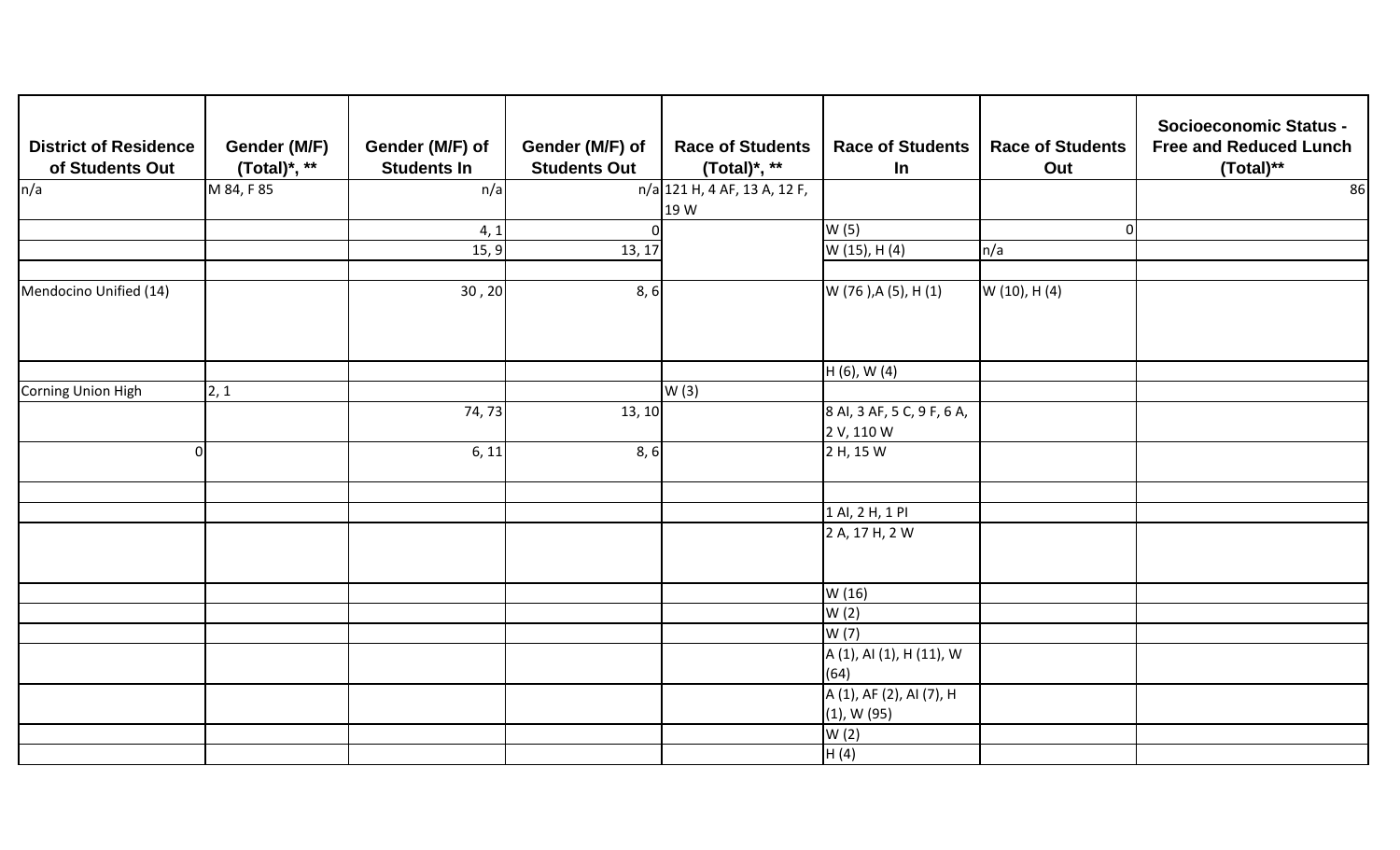| District of Residence of Students Out | Gender (M/F) (Total)*, ** | Gender (M/F) of Students In | Gender (M/F) of Students Out | Race of Students (Total)*, ** | Race of Students In | Race of Students Out | Socioeconomic Status - Free and Reduced Lunch (Total)** |
|---|---|---|---|---|---|---|---|
| n/a | M 84, F 85 | n/a | n/a | 121 H, 4 AF, 13 A, 12 F, 19 W | | | 86 |
| | | 4, 1 | 0 | | W (5) | 0 | |
| | | 15, 9 | 13, 17 | | W (15), H (4) | n/a | |
| | | | | | | | |
| Mendocino Unified (14) | | 30 , 20 | 8, 6 | | W (76 ),A (5), H (1) | W (10), H (4) | |
| | | | | | H (6), W (4) | | |
| Corning Union High | 2, 1 | | | W (3) | | | |
| | | 74, 73 | 13, 10 | | 8 AI, 3 AF, 5 C, 9 F, 6 A, 2 V, 110 W | | |
| 0 | | 6, 11 | 8, 6 | | 2 H, 15 W | | |
| | | | | | | | |
| | | | | | 1 AI, 2 H, 1 PI | | |
| | | | | | 2 A, 17 H, 2 W | | |
| | | | | | W (16) | | |
| | | | | | W (2) | | |
| | | | | | W (7) | | |
| | | | | | A (1), AI (1), H (11), W (64) | | |
| | | | | | A (1), AF (2), AI (7), H (1), W (95) | | |
| | | | | | W (2) | | |
| | | | | | H (4) | | |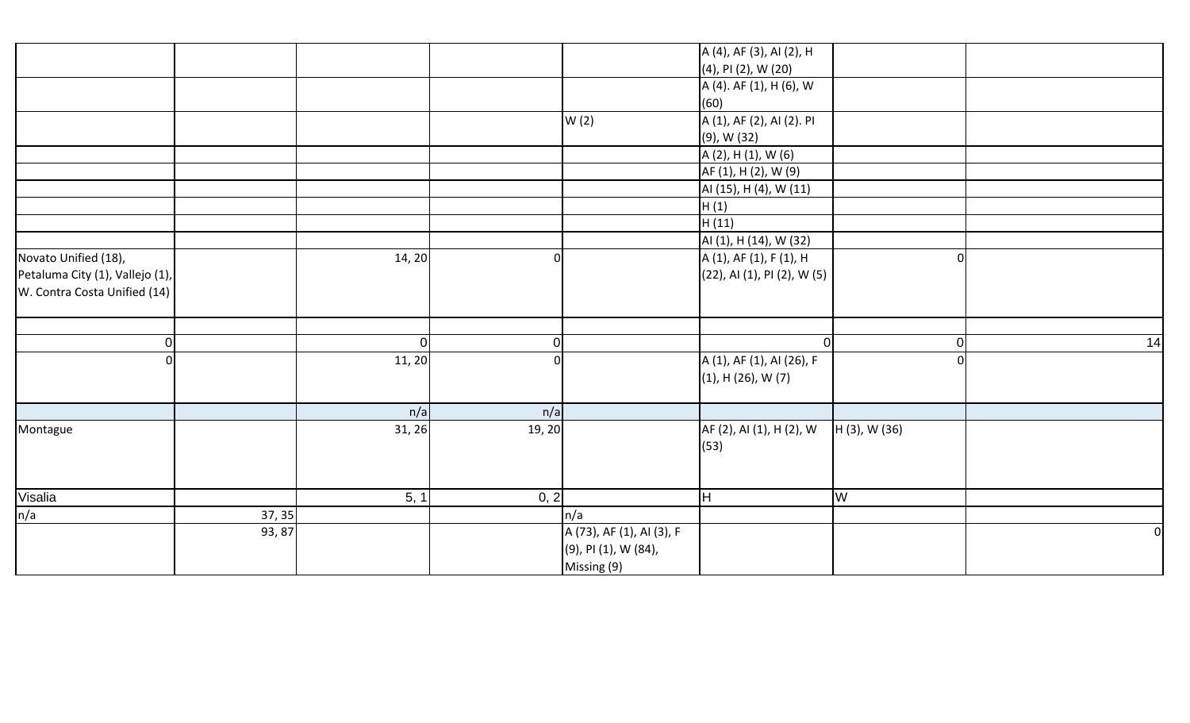| | | | | | | | |
|---|---|---|---|---|---|---|---|
| | | | | | A (4), AF (3), AI (2), H (4), PI (2), W (20) | | |
| | | | | | A (4). AF (1), H (6), W (60) | | |
| | | | | W (2) | A (1), AF (2), AI (2). PI (9), W (32) | | |
| | | | | | A (2), H (1), W (6) | | |
| | | | | | AF (1), H (2), W (9) | | |
| | | | | | AI (15), H (4), W (11) | | |
| | | | | | H (1) | | |
| | | | | | H (11) | | |
| | | | | | AI (1), H (14), W (32) | | |
| Novato Unified (18), Petaluma City (1), Vallejo (1), W. Contra Costa Unified (14) | | 14, 20 | 0 | | A (1), AF (1), F (1), H (22), AI (1), PI (2), W (5) | 0 | |
| | | | | | | | |
| 0 | | 0 | 0 | | 0 | 0 | 14 |
| 0 | | 11, 20 | 0 | | A (1), AF (1), AI (26), F (1), H (26), W (7) | 0 | |
| | | n/a | n/a | | | | |
| Montague | | 31, 26 | 19, 20 | | AF (2), AI (1), H (2), W (53) | H (3), W (36) | |
| Visalia | | 5, 1 | 0, 2 | | H | W | |
| n/a | 37, 35 | | | n/a | | | |
| | 93, 87 | | | A (73), AF (1), AI (3), F (9), PI (1), W (84), Missing (9) | | | 0 |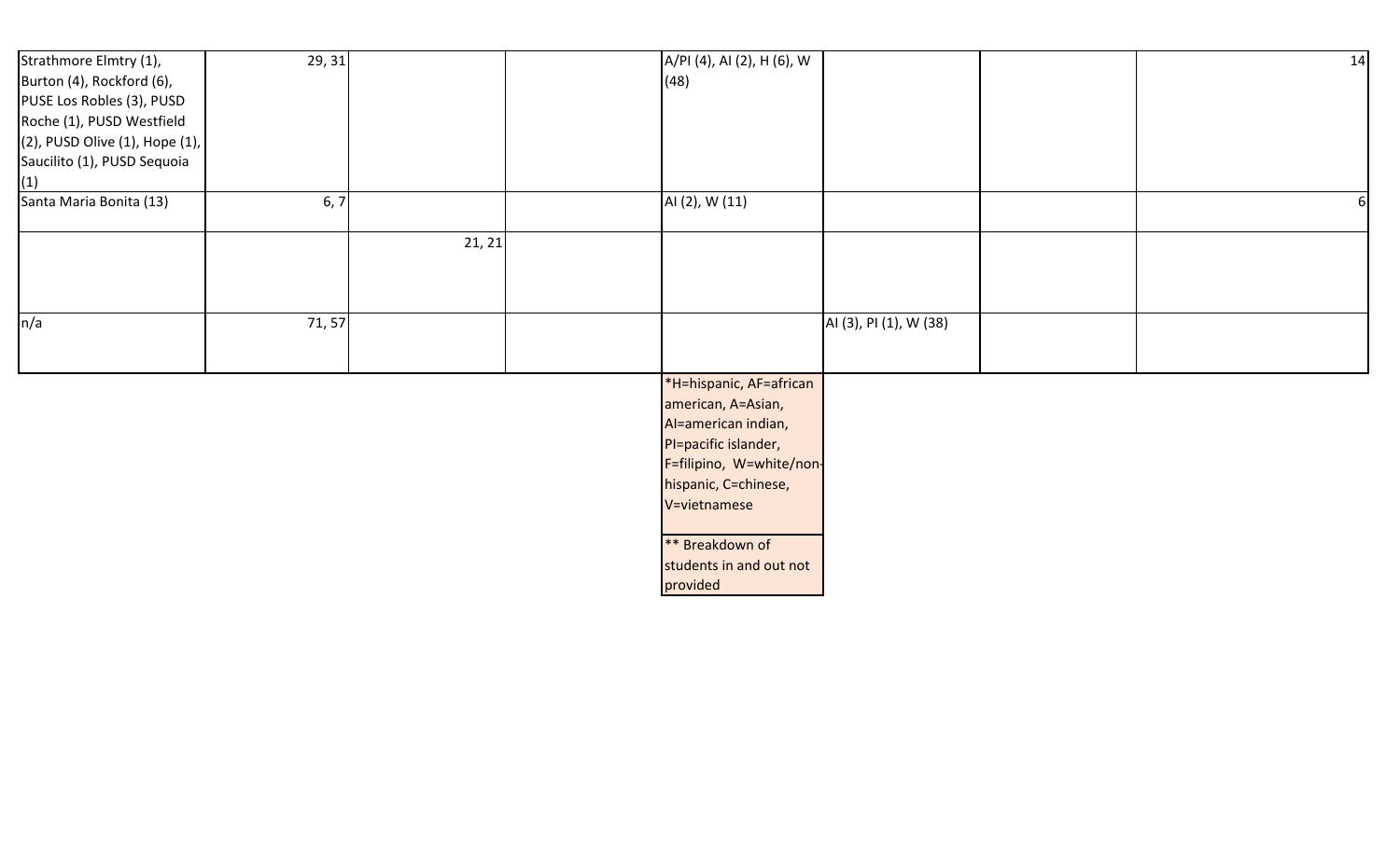| | | | | | | | |
|---|---|---|---|---|---|---|---|
| Strathmore Elmtry (1), Burton (4), Rockford (6), PUSE Los Robles (3), PUSD Roche (1), PUSD Westfield (2), PUSD Olive (1), Hope (1), Saucilito (1), PUSD Sequoia (1) | 29, 31 | | | A/PI (4), AI (2), H (6), W (48) | | | 14 |
| Santa Maria Bonita (13) | 6, 7 | | | AI (2), W (11) | | | 6 |
| | | 21, 21 | | | | | |
| n/a | 71, 57 | | | | AI (3), PI (1), W (38) | | |

*H=hispanic, AF=african american, A=Asian, AI=american indian, PI=pacific islander, F=filipino, W=white/non-hispanic, C=chinese, V=vietnamese

** Breakdown of students in and out not provided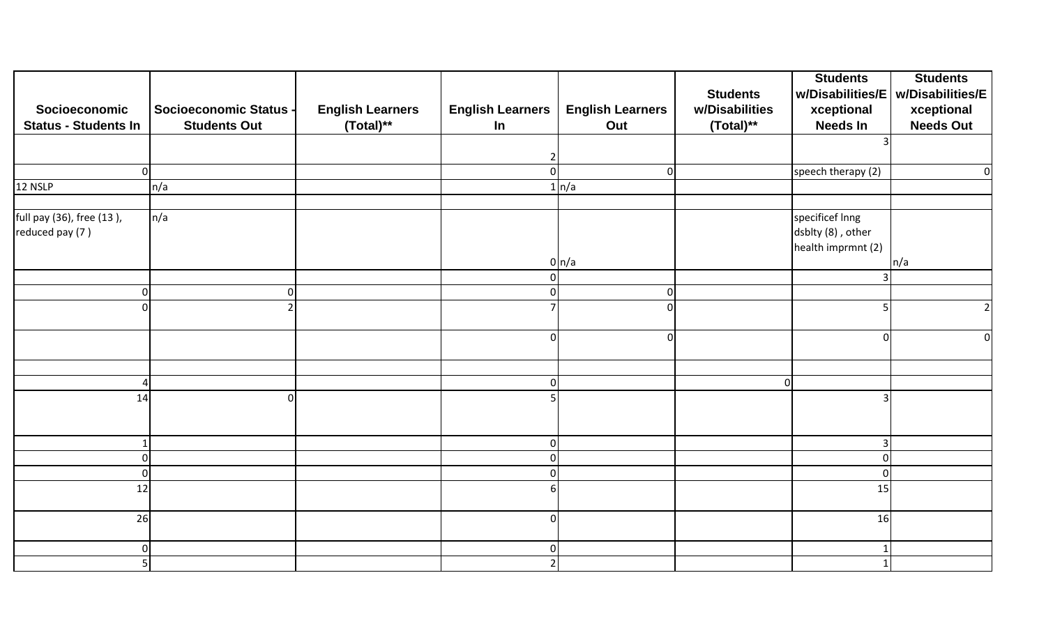| Socioeconomic Status - Students In | Socioeconomic Status - Students Out | English Learners (Total)** | English Learners In | English Learners Out | Students w/Disabilities (Total)** | Students w/Disabilities/Exceptional Needs In | Students w/Disabilities/Exceptional Needs Out |
|---|---|---|---|---|---|---|---|
| | | | 2 | | | 3 | |
| 0 | | | 0 | 0 | | speech therapy (2) | 0 |
| 12 NSLP | n/a | | 1 | n/a | | | |
| | | | | | | | |
| full pay (36), free (13 ), reduced pay (7 ) | n/a | | 0 | n/a | | specificef lnng dsblty (8) , other health imprmnt (2) | n/a |
| | | | 0 | | | 3 | |
| 0 | 0 | | 0 | 0 | | | |
| 0 | 2 | | 7 | 0 | | 5 | 2 |
| | | | 0 | 0 | | 0 | 0 |
| | | | | | | | |
| 4 | | | 0 | | 0 | | |
| 14 | 0 | | 5 | | | 3 | |
| 1 | | | 0 | | | 3 | |
| 0 | | | 0 | | | 0 | |
| 0 | | | 0 | | | 0 | |
| 12 | | | 6 | | | 15 | |
| 26 | | | 0 | | | 16 | |
| 0 | | | 0 | | | 1 | |
| 5 | | | 2 | | | 1 | |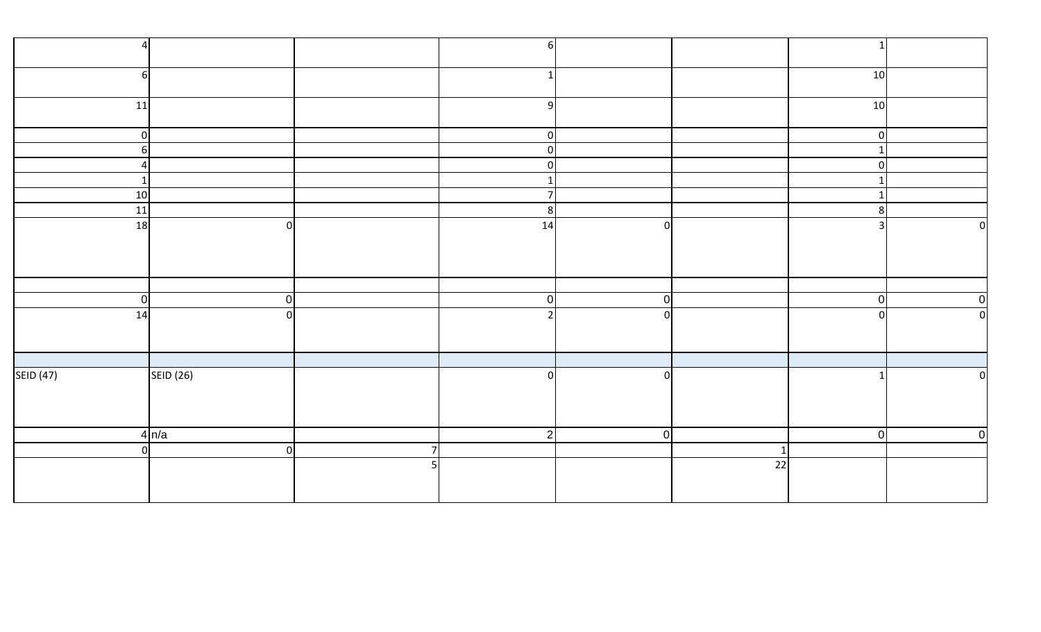| 4 | | | 6 | | | 1 | |
|---|---|---|---|---|---|---|---|
| 6 | | | 1 | | | 10 | |
| 11 | | | 9 | | | 10 | |
| 0 | | | 0 | | | 0 | |
| 6 | | | 0 | | | 1 | |
| 4 | | | 0 | | | 0 | |
| 1 | | | 1 | | | 1 | |
| 10 | | | 7 | | | 1 | |
| 11 | | | 8 | | | 8 | |
| 18 | 0 | | 14 | 0 | | 3 | 0 |
| | | | | | | | |
| 0 | 0 | | 0 | 0 | | 0 | 0 |
| 14 | 0 | | 2 | 0 | | 0 | 0 |
| | | | | | | | |
| SEID (47) | SEID (26) | | 0 | 0 | | 1 | 0 |
| 4 | n/a | | 2 | 0 | | 0 | 0 |
| 0 | 0 | 7 | | | 1 | | |
| | | 5 | | | 22 | | |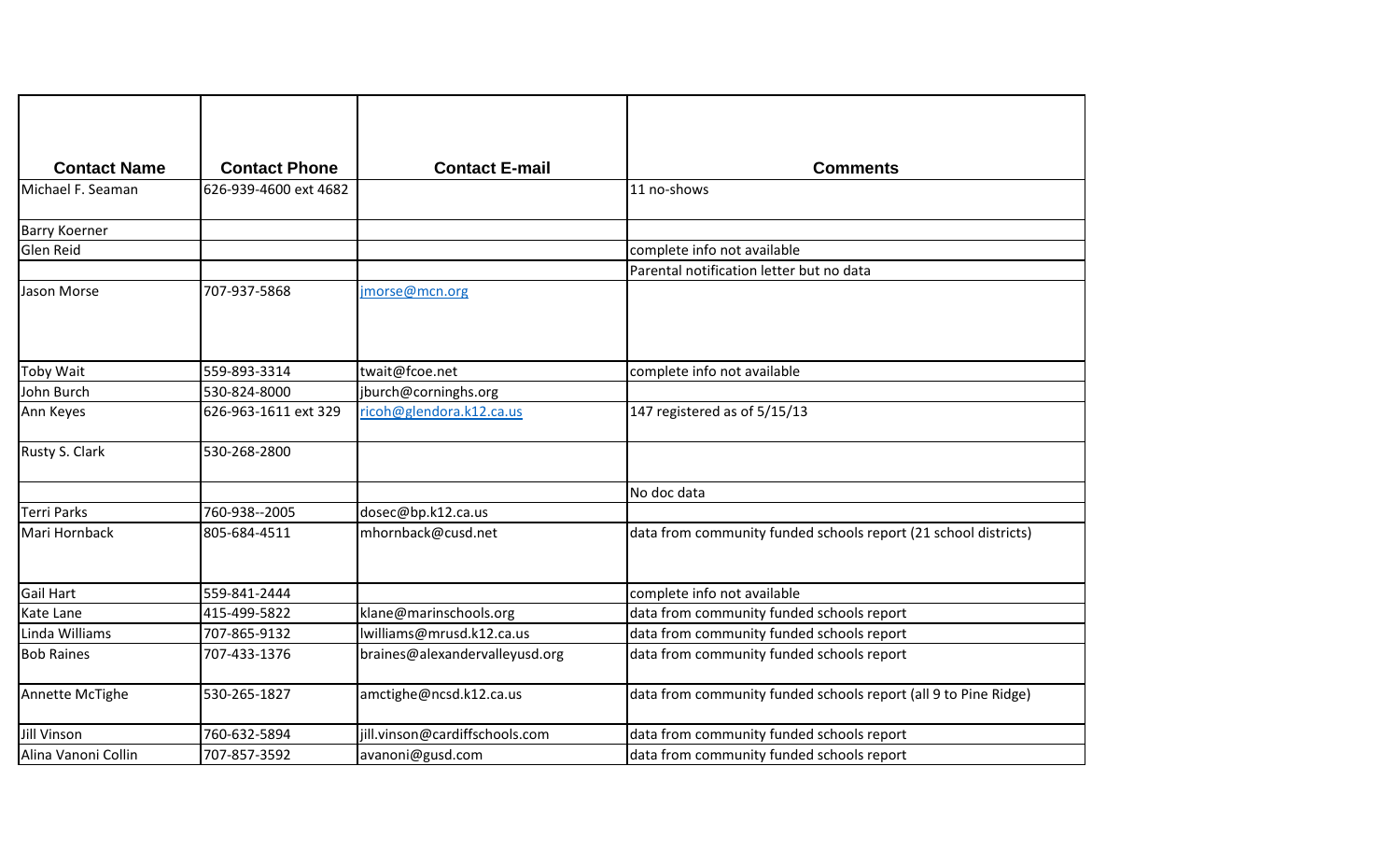| Contact Name | Contact Phone | Contact E-mail | Comments |
|---|---|---|---|
| Michael F. Seaman | 626-939-4600 ext 4682 | | 11 no-shows |
| Barry Koerner | | | |
| Glen Reid | | | complete info not available |
| | | | Parental notification letter but no data |
| Jason Morse | 707-937-5868 | jmorse@mcn.org | |
| Toby Wait | 559-893-3314 | twait@fcoe.net | complete info not available |
| John Burch | 530-824-8000 | jburch@corninghs.org | |
| Ann Keyes | 626-963-1611 ext 329 | ricoh@glendora.k12.ca.us | 147 registered as of 5/15/13 |
| Rusty S. Clark | 530-268-2800 | | |
| | | | No doc data |
| Terri Parks | 760-938--2005 | dosec@bp.k12.ca.us | |
| Mari Hornback | 805-684-4511 | mhornback@cusd.net | data from community funded schools report (21 school districts) |
| Gail Hart | 559-841-2444 | | complete info not available |
| Kate Lane | 415-499-5822 | klane@marinschools.org | data from community funded schools report |
| Linda Williams | 707-865-9132 | lwilliams@mrusd.k12.ca.us | data from community funded schools report |
| Bob Raines | 707-433-1376 | braines@alexandervalleyusd.org | data from community funded schools report |
| Annette McTighe | 530-265-1827 | amctighe@ncsd.k12.ca.us | data from community funded schools report (all 9 to Pine Ridge) |
| Jill Vinson | 760-632-5894 | jill.vinson@cardiffschools.com | data from community funded schools report |
| Alina Vanoni Collin | 707-857-3592 | avanoni@gusd.com | data from community funded schools report |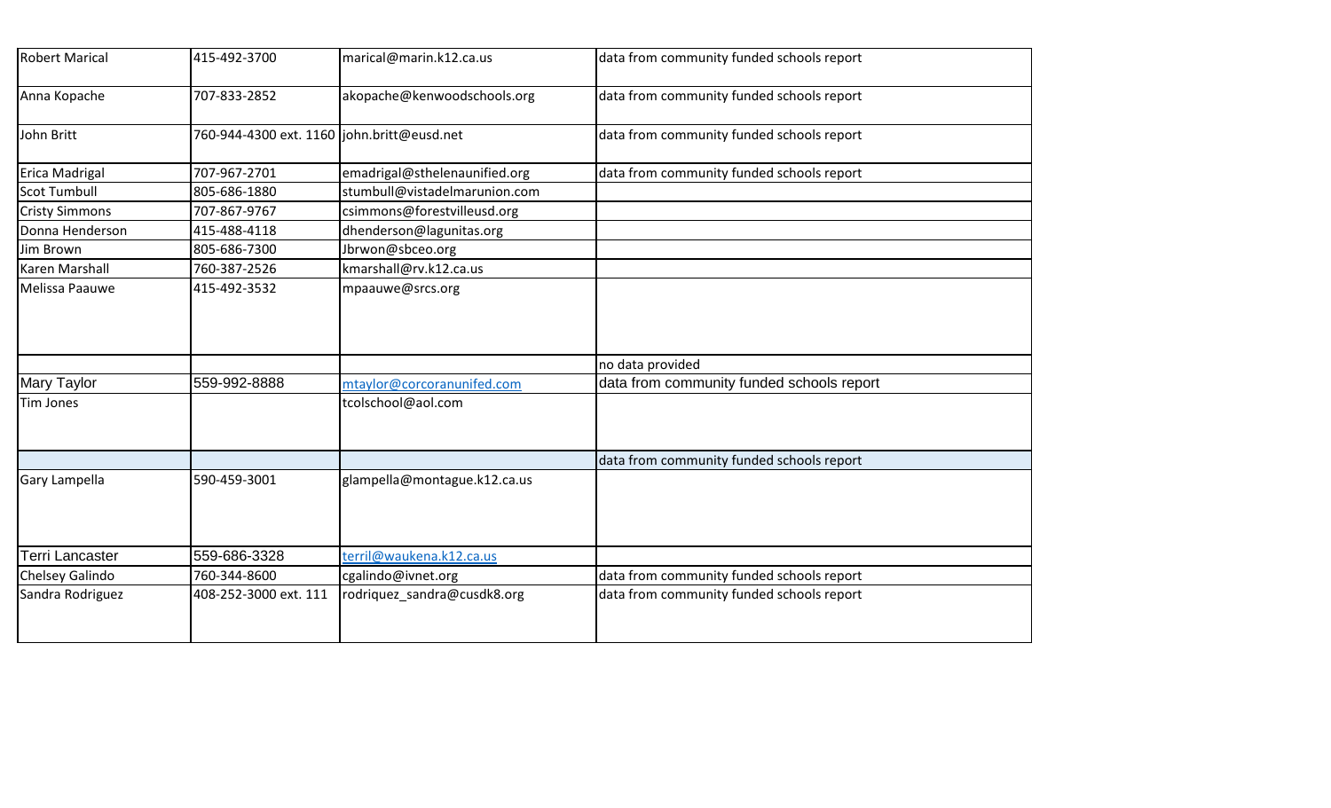| | | | |
|---|---|---|---|
| Robert Marical | 415-492-3700 | marical@marin.k12.ca.us | data from community funded schools report |
| Anna Kopache | 707-833-2852 | akopache@kenwoodschools.org | data from community funded schools report |
| John Britt | 760-944-4300 ext. 1160 | john.britt@eusd.net | data from community funded schools report |
| Erica Madrigal | 707-967-2701 | emadrigal@sthelenaunified.org | data from community funded schools report |
| Scot Tumbull | 805-686-1880 | stumbull@vistadelmarunion.com | |
| Cristy Simmons | 707-867-9767 | csimmons@forestvilleusd.org | |
| Donna Henderson | 415-488-4118 | dhenderson@lagunitas.org | |
| Jim Brown | 805-686-7300 | Jbrwon@sbceo.org | |
| Karen Marshall | 760-387-2526 | kmarshall@rv.k12.ca.us | |
| Melissa Paauwe | 415-492-3532 | mpaauwe@srcs.org | |
| | | | no data provided |
| Mary Taylor | 559-992-8888 | mtaylor@corcoranunifed.com | data from community funded schools report |
| Tim Jones | | tcolschool@aol.com | |
| | | | data from community funded schools report |
| Gary Lampella | 590-459-3001 | glampella@montague.k12.ca.us | |
| Terri Lancaster | 559-686-3328 | terril@waukena.k12.ca.us | |
| Chelsey Galindo | 760-344-8600 | cgalindo@ivnet.org | data from community funded schools report |
| Sandra Rodriguez | 408-252-3000 ext. 111 | rodriquez_sandra@cusdk8.org | data from community funded schools report |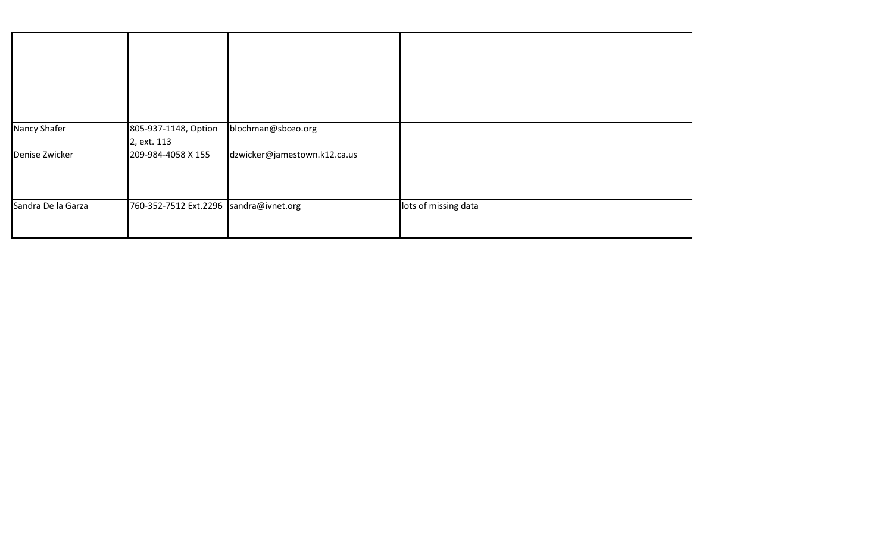| | | | |
|---|---|---|---|
| | | | |
| Nancy Shafer | 805-937-1148, Option 2, ext. 113 | blochman@sbceo.org | |
| Denise Zwicker | 209-984-4058 X 155 | dzwicker@jamestown.k12.ca.us | |
| Sandra De la Garza | 760-352-7512 Ext.2296 | sandra@ivnet.org | lots of missing data |